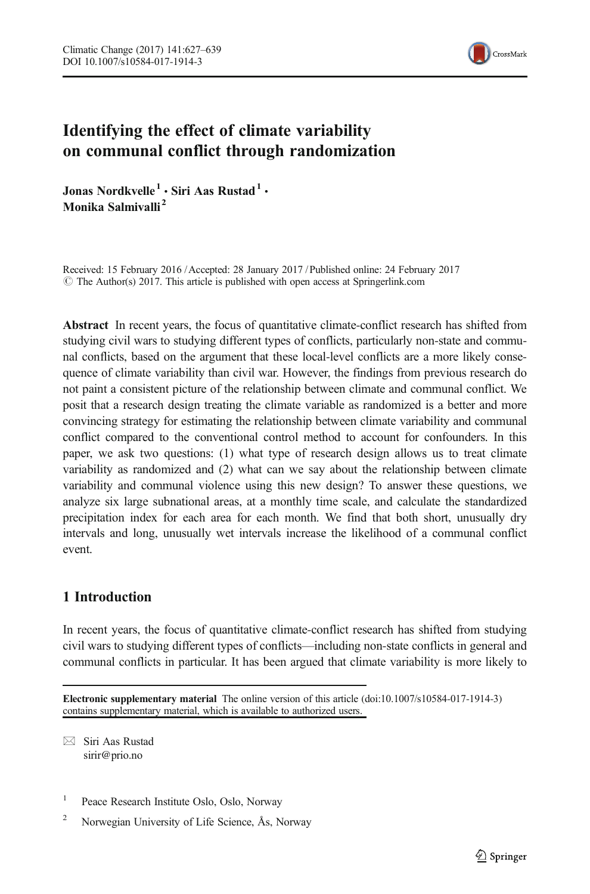# Identifying the effect of climate variability on communal conflict through randomization

**Jonas Nordkvelle**[1] **· Siri Aas Rustad**[1] **· Monika Salmivalli**[2]

Received: 15 February 2016 / Accepted: 28 January 2017 / Published online: 24 February 2017
© The Author(s) 2017. This article is published with open access at Springerlink.com

**Abstract** In recent years, the focus of quantitative climate-conflict research has shifted from studying civil wars to studying different types of conflicts, particularly non-state and communal conflicts, based on the argument that these local-level conflicts are a more likely consequence of climate variability than civil war. However, the findings from previous research do not paint a consistent picture of the relationship between climate and communal conflict. We posit that a research design treating the climate variable as randomized is a better and more convincing strategy for estimating the relationship between climate variability and communal conflict compared to the conventional control method to account for confounders. In this paper, we ask two questions: (1) what type of research design allows us to treat climate variability as randomized and (2) what can we say about the relationship between climate variability and communal violence using this new design? To answer these questions, we analyze six large subnational areas, at a monthly time scale, and calculate the standardized precipitation index for each area for each month. We find that both short, unusually dry intervals and long, unusually wet intervals increase the likelihood of a communal conflict event.

## 1 Introduction

In recent years, the focus of quantitative climate-conflict research has shifted from studying civil wars to studying different types of conflicts—including non-state conflicts in general and communal conflicts in particular. It has been argued that climate variability is more likely to

**Electronic supplementary material** The online version of this article (doi:10.1007/s10584-017-1914-3) contains supplementary material, which is available to authorized users.

✉ Siri Aas Rustad
sirir@prio.no

[1] Peace Research Institute Oslo, Oslo, Norway

[2] Norwegian University of Life Science, Ås, Norway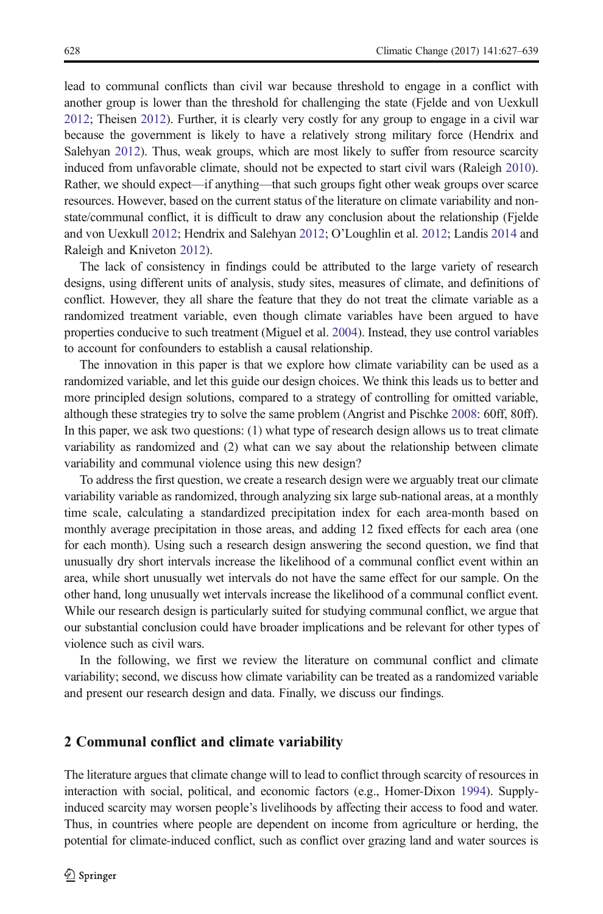lead to communal conflicts than civil war because threshold to engage in a conflict with another group is lower than the threshold for challenging the state (Fjelde and von Uexkull 2012; Theisen 2012). Further, it is clearly very costly for any group to engage in a civil war because the government is likely to have a relatively strong military force (Hendrix and Salehyan 2012). Thus, weak groups, which are most likely to suffer from resource scarcity induced from unfavorable climate, should not be expected to start civil wars (Raleigh 2010). Rather, we should expect—if anything—that such groups fight other weak groups over scarce resources. However, based on the current status of the literature on climate variability and non-state/communal conflict, it is difficult to draw any conclusion about the relationship (Fjelde and von Uexkull 2012; Hendrix and Salehyan 2012; O'Loughlin et al. 2012; Landis 2014 and Raleigh and Kniveton 2012).

The lack of consistency in findings could be attributed to the large variety of research designs, using different units of analysis, study sites, measures of climate, and definitions of conflict. However, they all share the feature that they do not treat the climate variable as a randomized treatment variable, even though climate variables have been argued to have properties conducive to such treatment (Miguel et al. 2004). Instead, they use control variables to account for confounders to establish a causal relationship.

The innovation in this paper is that we explore how climate variability can be used as a randomized variable, and let this guide our design choices. We think this leads us to better and more principled design solutions, compared to a strategy of controlling for omitted variable, although these strategies try to solve the same problem (Angrist and Pischke 2008: 60ff, 80ff). In this paper, we ask two questions: (1) what type of research design allows us to treat climate variability as randomized and (2) what can we say about the relationship between climate variability and communal violence using this new design?

To address the first question, we create a research design were we arguably treat our climate variability variable as randomized, through analyzing six large sub-national areas, at a monthly time scale, calculating a standardized precipitation index for each area-month based on monthly average precipitation in those areas, and adding 12 fixed effects for each area (one for each month). Using such a research design answering the second question, we find that unusually dry short intervals increase the likelihood of a communal conflict event within an area, while short unusually wet intervals do not have the same effect for our sample. On the other hand, long unusually wet intervals increase the likelihood of a communal conflict event. While our research design is particularly suited for studying communal conflict, we argue that our substantial conclusion could have broader implications and be relevant for other types of violence such as civil wars.

In the following, we first we review the literature on communal conflict and climate variability; second, we discuss how climate variability can be treated as a randomized variable and present our research design and data. Finally, we discuss our findings.

## 2 Communal conflict and climate variability

The literature argues that climate change will to lead to conflict through scarcity of resources in interaction with social, political, and economic factors (e.g., Homer-Dixon 1994). Supply-induced scarcity may worsen people's livelihoods by affecting their access to food and water. Thus, in countries where people are dependent on income from agriculture or herding, the potential for climate-induced conflict, such as conflict over grazing land and water sources is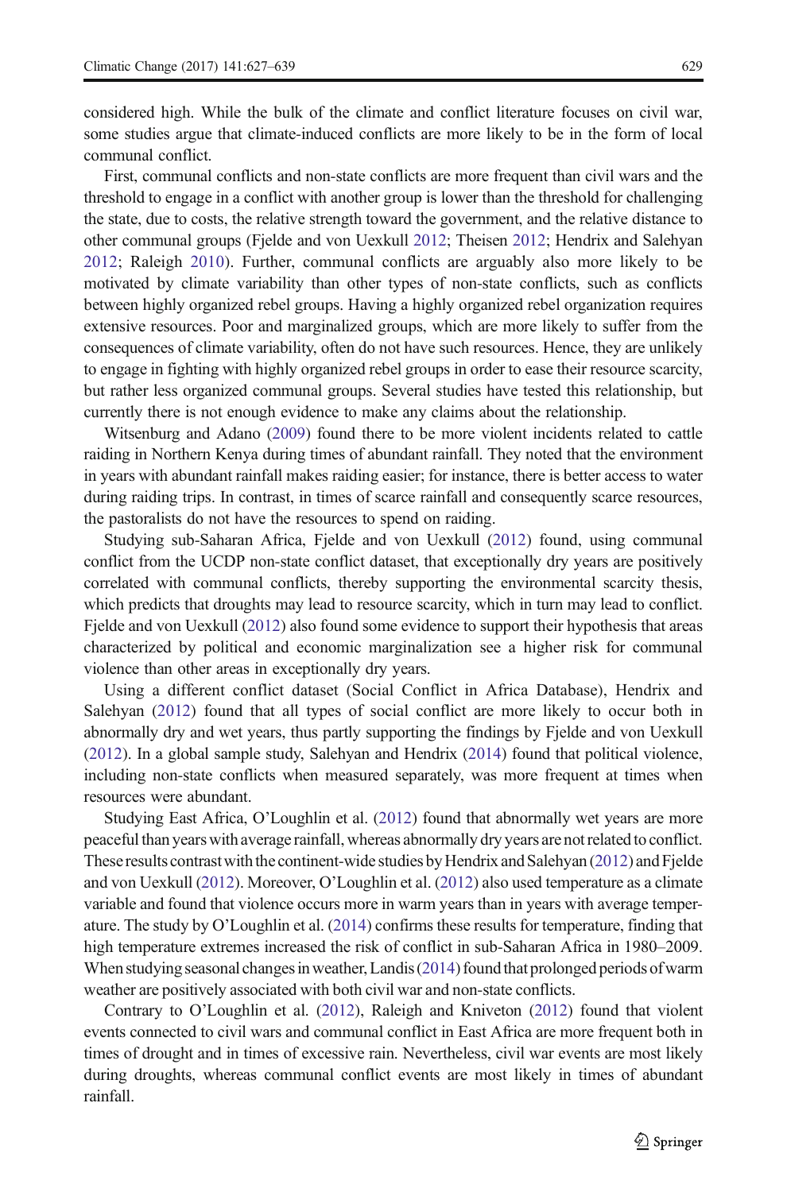considered high. While the bulk of the climate and conflict literature focuses on civil war, some studies argue that climate-induced conflicts are more likely to be in the form of local communal conflict.

First, communal conflicts and non-state conflicts are more frequent than civil wars and the threshold to engage in a conflict with another group is lower than the threshold for challenging the state, due to costs, the relative strength toward the government, and the relative distance to other communal groups (Fjelde and von Uexkull 2012; Theisen 2012; Hendrix and Salehyan 2012; Raleigh 2010). Further, communal conflicts are arguably also more likely to be motivated by climate variability than other types of non-state conflicts, such as conflicts between highly organized rebel groups. Having a highly organized rebel organization requires extensive resources. Poor and marginalized groups, which are more likely to suffer from the consequences of climate variability, often do not have such resources. Hence, they are unlikely to engage in fighting with highly organized rebel groups in order to ease their resource scarcity, but rather less organized communal groups. Several studies have tested this relationship, but currently there is not enough evidence to make any claims about the relationship.

Witsenburg and Adano (2009) found there to be more violent incidents related to cattle raiding in Northern Kenya during times of abundant rainfall. They noted that the environment in years with abundant rainfall makes raiding easier; for instance, there is better access to water during raiding trips. In contrast, in times of scarce rainfall and consequently scarce resources, the pastoralists do not have the resources to spend on raiding.

Studying sub-Saharan Africa, Fjelde and von Uexkull (2012) found, using communal conflict from the UCDP non-state conflict dataset, that exceptionally dry years are positively correlated with communal conflicts, thereby supporting the environmental scarcity thesis, which predicts that droughts may lead to resource scarcity, which in turn may lead to conflict. Fjelde and von Uexkull (2012) also found some evidence to support their hypothesis that areas characterized by political and economic marginalization see a higher risk for communal violence than other areas in exceptionally dry years.

Using a different conflict dataset (Social Conflict in Africa Database), Hendrix and Salehyan (2012) found that all types of social conflict are more likely to occur both in abnormally dry and wet years, thus partly supporting the findings by Fjelde and von Uexkull (2012). In a global sample study, Salehyan and Hendrix (2014) found that political violence, including non-state conflicts when measured separately, was more frequent at times when resources were abundant.

Studying East Africa, O'Loughlin et al. (2012) found that abnormally wet years are more peaceful than years with average rainfall, whereas abnormally dry years are not related to conflict. These results contrast with the continent-wide studies by Hendrix and Salehyan (2012) and Fjelde and von Uexkull (2012). Moreover, O'Loughlin et al. (2012) also used temperature as a climate variable and found that violence occurs more in warm years than in years with average temperature. The study by O'Loughlin et al. (2014) confirms these results for temperature, finding that high temperature extremes increased the risk of conflict in sub-Saharan Africa in 1980–2009. When studying seasonal changes in weather, Landis (2014) found that prolonged periods of warm weather are positively associated with both civil war and non-state conflicts.

Contrary to O'Loughlin et al. (2012), Raleigh and Kniveton (2012) found that violent events connected to civil wars and communal conflict in East Africa are more frequent both in times of drought and in times of excessive rain. Nevertheless, civil war events are most likely during droughts, whereas communal conflict events are most likely in times of abundant rainfall.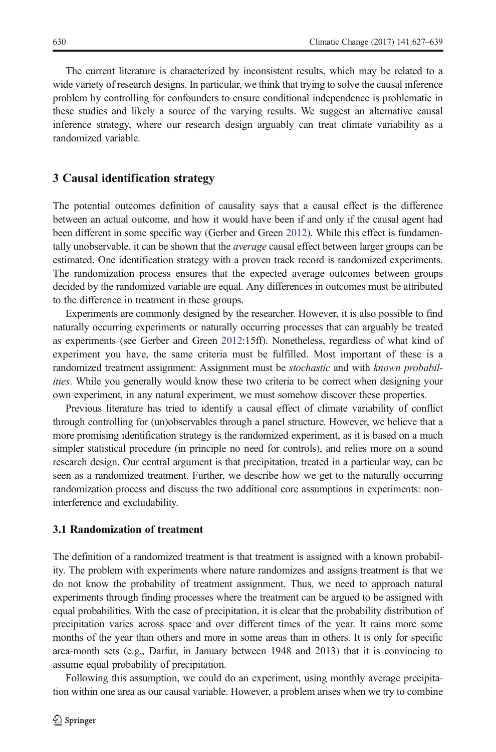The current literature is characterized by inconsistent results, which may be related to a wide variety of research designs. In particular, we think that trying to solve the causal inference problem by controlling for confounders to ensure conditional independence is problematic in these studies and likely a source of the varying results. We suggest an alternative causal inference strategy, where our research design arguably can treat climate variability as a randomized variable.

## 3 Causal identification strategy

The potential outcomes definition of causality says that a causal effect is the difference between an actual outcome, and how it would have been if and only if the causal agent had been different in some specific way (Gerber and Green 2012). While this effect is fundamentally unobservable, it can be shown that the *average* causal effect between larger groups can be estimated. One identification strategy with a proven track record is randomized experiments. The randomization process ensures that the expected average outcomes between groups decided by the randomized variable are equal. Any differences in outcomes must be attributed to the difference in treatment in these groups.

Experiments are commonly designed by the researcher. However, it is also possible to find naturally occurring experiments or naturally occurring processes that can arguably be treated as experiments (see Gerber and Green 2012:15ff). Nonetheless, regardless of what kind of experiment you have, the same criteria must be fulfilled. Most important of these is a randomized treatment assignment: Assignment must be *stochastic* and with *known probabilities*. While you generally would know these two criteria to be correct when designing your own experiment, in any natural experiment, we must somehow discover these properties.

Previous literature has tried to identify a causal effect of climate variability of conflict through controlling for (un)observables through a panel structure. However, we believe that a more promising identification strategy is the randomized experiment, as it is based on a much simpler statistical procedure (in principle no need for controls), and relies more on a sound research design. Our central argument is that precipitation, treated in a particular way, can be seen as a randomized treatment. Further, we describe how we get to the naturally occurring randomization process and discuss the two additional core assumptions in experiments: non-interference and excludability.

### 3.1 Randomization of treatment

The definition of a randomized treatment is that treatment is assigned with a known probability. The problem with experiments where nature randomizes and assigns treatment is that we do not know the probability of treatment assignment. Thus, we need to approach natural experiments through finding processes where the treatment can be argued to be assigned with equal probabilities. With the case of precipitation, it is clear that the probability distribution of precipitation varies across space and over different times of the year. It rains more some months of the year than others and more in some areas than in others. It is only for specific area-month sets (e.g., Darfur, in January between 1948 and 2013) that it is convincing to assume equal probability of precipitation.

Following this assumption, we could do an experiment, using monthly average precipitation within one area as our causal variable. However, a problem arises when we try to combine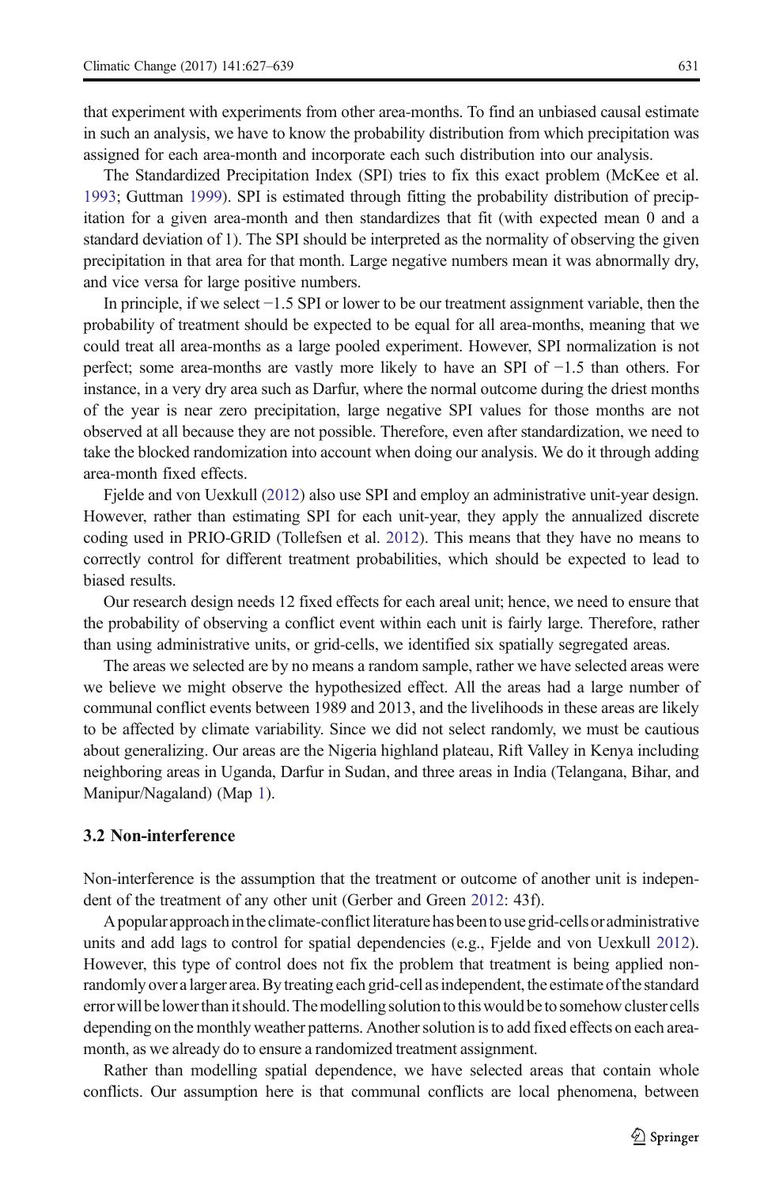that experiment with experiments from other area-months. To find an unbiased causal estimate in such an analysis, we have to know the probability distribution from which precipitation was assigned for each area-month and incorporate each such distribution into our analysis.

The Standardized Precipitation Index (SPI) tries to fix this exact problem (McKee et al. 1993; Guttman 1999). SPI is estimated through fitting the probability distribution of precipitation for a given area-month and then standardizes that fit (with expected mean 0 and a standard deviation of 1). The SPI should be interpreted as the normality of observing the given precipitation in that area for that month. Large negative numbers mean it was abnormally dry, and vice versa for large positive numbers.

In principle, if we select −1.5 SPI or lower to be our treatment assignment variable, then the probability of treatment should be expected to be equal for all area-months, meaning that we could treat all area-months as a large pooled experiment. However, SPI normalization is not perfect; some area-months are vastly more likely to have an SPI of −1.5 than others. For instance, in a very dry area such as Darfur, where the normal outcome during the driest months of the year is near zero precipitation, large negative SPI values for those months are not observed at all because they are not possible. Therefore, even after standardization, we need to take the blocked randomization into account when doing our analysis. We do it through adding area-month fixed effects.

Fjelde and von Uexkull (2012) also use SPI and employ an administrative unit-year design. However, rather than estimating SPI for each unit-year, they apply the annualized discrete coding used in PRIO-GRID (Tollefsen et al. 2012). This means that they have no means to correctly control for different treatment probabilities, which should be expected to lead to biased results.

Our research design needs 12 fixed effects for each areal unit; hence, we need to ensure that the probability of observing a conflict event within each unit is fairly large. Therefore, rather than using administrative units, or grid-cells, we identified six spatially segregated areas.

The areas we selected are by no means a random sample, rather we have selected areas were we believe we might observe the hypothesized effect. All the areas had a large number of communal conflict events between 1989 and 2013, and the livelihoods in these areas are likely to be affected by climate variability. Since we did not select randomly, we must be cautious about generalizing. Our areas are the Nigeria highland plateau, Rift Valley in Kenya including neighboring areas in Uganda, Darfur in Sudan, and three areas in India (Telangana, Bihar, and Manipur/Nagaland) (Map 1).

### 3.2 Non-interference

Non-interference is the assumption that the treatment or outcome of another unit is independent of the treatment of any other unit (Gerber and Green 2012: 43f).

A popular approach in the climate-conflict literature has been to use grid-cells or administrative units and add lags to control for spatial dependencies (e.g., Fjelde and von Uexkull 2012). However, this type of control does not fix the problem that treatment is being applied non-randomly over a larger area. By treating each grid-cell as independent, the estimate of the standard error will be lower than it should. The modelling solution to this would be to somehow cluster cells depending on the monthly weather patterns. Another solution is to add fixed effects on each area-month, as we already do to ensure a randomized treatment assignment.

Rather than modelling spatial dependence, we have selected areas that contain whole conflicts. Our assumption here is that communal conflicts are local phenomena, between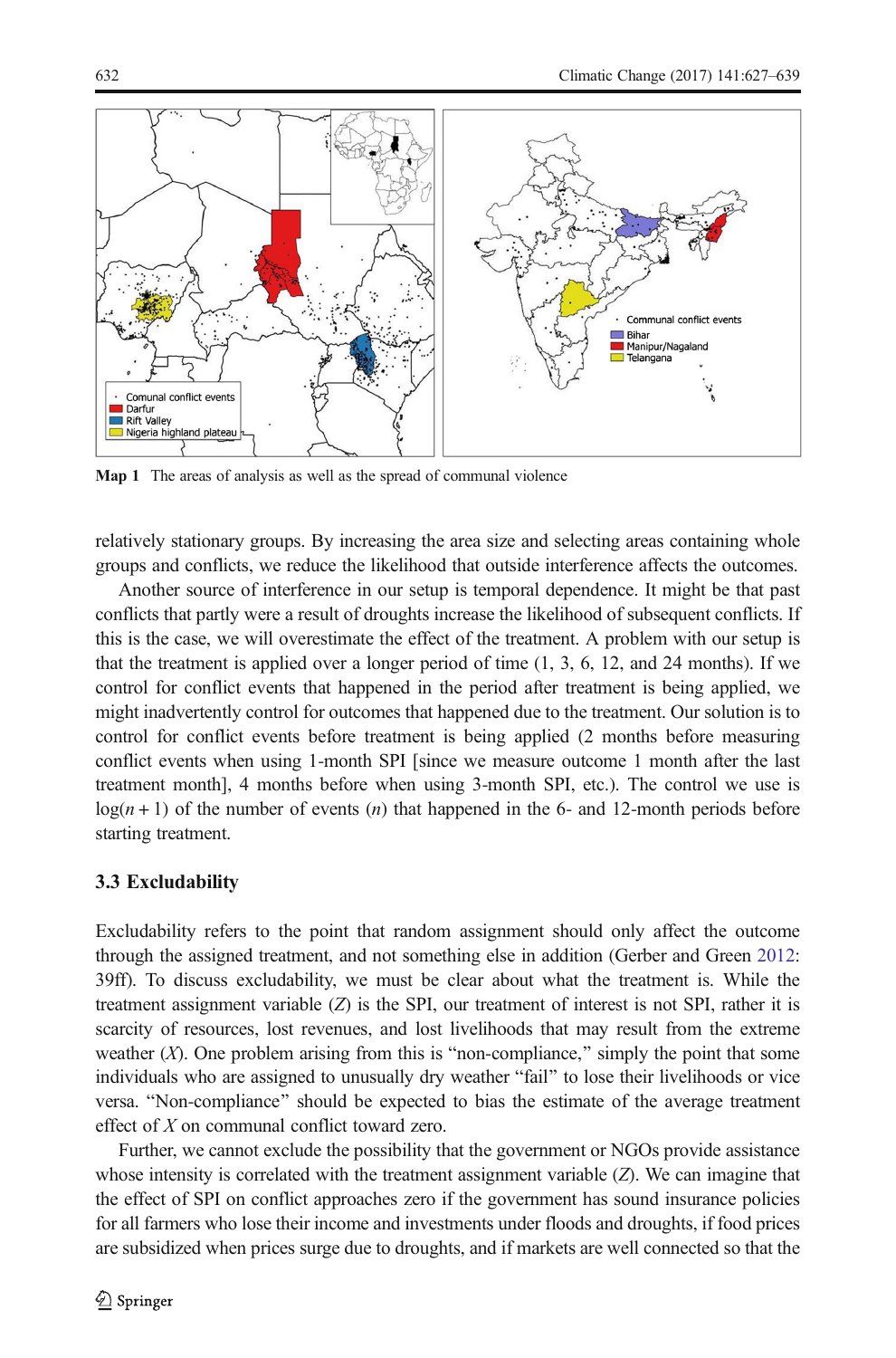Map 1 The areas of analysis as well as the spread of communal violence

relatively stationary groups. By increasing the area size and selecting areas containing whole groups and conflicts, we reduce the likelihood that outside interference affects the outcomes.

Another source of interference in our setup is temporal dependence. It might be that past conflicts that partly were a result of droughts increase the likelihood of subsequent conflicts. If this is the case, we will overestimate the effect of the treatment. A problem with our setup is that the treatment is applied over a longer period of time (1, 3, 6, 12, and 24 months). If we control for conflict events that happened in the period after treatment is being applied, we might inadvertently control for outcomes that happened due to the treatment. Our solution is to control for conflict events before treatment is being applied (2 months before measuring conflict events when using 1-month SPI [since we measure outcome 1 month after the last treatment month], 4 months before when using 3-month SPI, etc.). The control we use is $\log(n + 1)$ of the number of events ($n$) that happened in the 6- and 12-month periods before starting treatment.

### 3.3 Excludability

Excludability refers to the point that random assignment should only affect the outcome through the assigned treatment, and not something else in addition (Gerber and Green 2012: 39ff). To discuss excludability, we must be clear about what the treatment is. While the treatment assignment variable ($Z$) is the SPI, our treatment of interest is not SPI, rather it is scarcity of resources, lost revenues, and lost livelihoods that may result from the extreme weather ($X$). One problem arising from this is "non-compliance," simply the point that some individuals who are assigned to unusually dry weather "fail" to lose their livelihoods or vice versa. "Non-compliance" should be expected to bias the estimate of the average treatment effect of $X$ on communal conflict toward zero.

Further, we cannot exclude the possibility that the government or NGOs provide assistance whose intensity is correlated with the treatment assignment variable ($Z$). We can imagine that the effect of SPI on conflict approaches zero if the government has sound insurance policies for all farmers who lose their income and investments under floods and droughts, if food prices are subsidized when prices surge due to droughts, and if markets are well connected so that the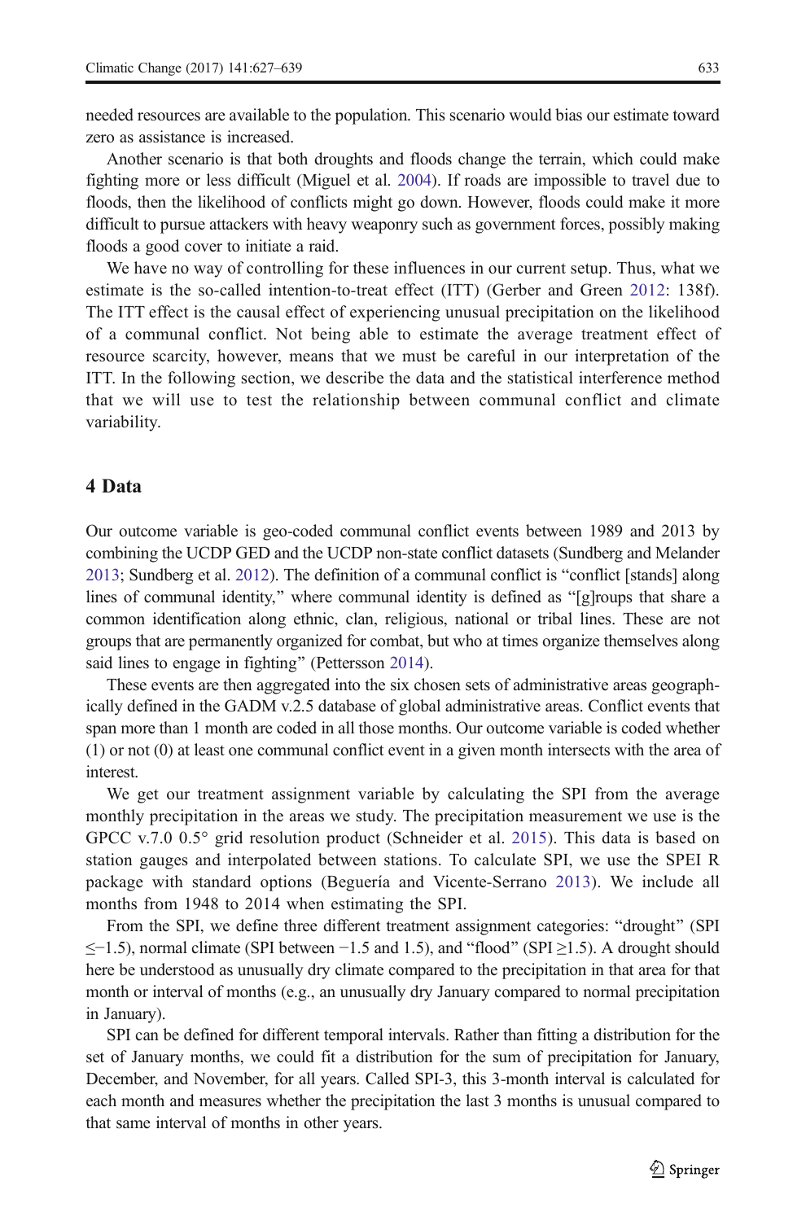needed resources are available to the population. This scenario would bias our estimate toward zero as assistance is increased.

Another scenario is that both droughts and floods change the terrain, which could make fighting more or less difficult (Miguel et al. 2004). If roads are impossible to travel due to floods, then the likelihood of conflicts might go down. However, floods could make it more difficult to pursue attackers with heavy weaponry such as government forces, possibly making floods a good cover to initiate a raid.

We have no way of controlling for these influences in our current setup. Thus, what we estimate is the so-called intention-to-treat effect (ITT) (Gerber and Green 2012: 138f). The ITT effect is the causal effect of experiencing unusual precipitation on the likelihood of a communal conflict. Not being able to estimate the average treatment effect of resource scarcity, however, means that we must be careful in our interpretation of the ITT. In the following section, we describe the data and the statistical interference method that we will use to test the relationship between communal conflict and climate variability.

## 4 Data

Our outcome variable is geo-coded communal conflict events between 1989 and 2013 by combining the UCDP GED and the UCDP non-state conflict datasets (Sundberg and Melander 2013; Sundberg et al. 2012). The definition of a communal conflict is "conflict [stands] along lines of communal identity," where communal identity is defined as "[g]roups that share a common identification along ethnic, clan, religious, national or tribal lines. These are not groups that are permanently organized for combat, but who at times organize themselves along said lines to engage in fighting" (Pettersson 2014).

These events are then aggregated into the six chosen sets of administrative areas geographically defined in the GADM v.2.5 database of global administrative areas. Conflict events that span more than 1 month are coded in all those months. Our outcome variable is coded whether (1) or not (0) at least one communal conflict event in a given month intersects with the area of interest.

We get our treatment assignment variable by calculating the SPI from the average monthly precipitation in the areas we study. The precipitation measurement we use is the GPCC v.7.0 0.5° grid resolution product (Schneider et al. 2015). This data is based on station gauges and interpolated between stations. To calculate SPI, we use the SPEI R package with standard options (Beguería and Vicente-Serrano 2013). We include all months from 1948 to 2014 when estimating the SPI.

From the SPI, we define three different treatment assignment categories: "drought" (SPI $\leq -1.5$), normal climate (SPI between $-1.5$ and 1.5), and "flood" (SPI $\geq 1.5$). A drought should here be understood as unusually dry climate compared to the precipitation in that area for that month or interval of months (e.g., an unusually dry January compared to normal precipitation in January).

SPI can be defined for different temporal intervals. Rather than fitting a distribution for the set of January months, we could fit a distribution for the sum of precipitation for January, December, and November, for all years. Called SPI-3, this 3-month interval is calculated for each month and measures whether the precipitation the last 3 months is unusual compared to that same interval of months in other years.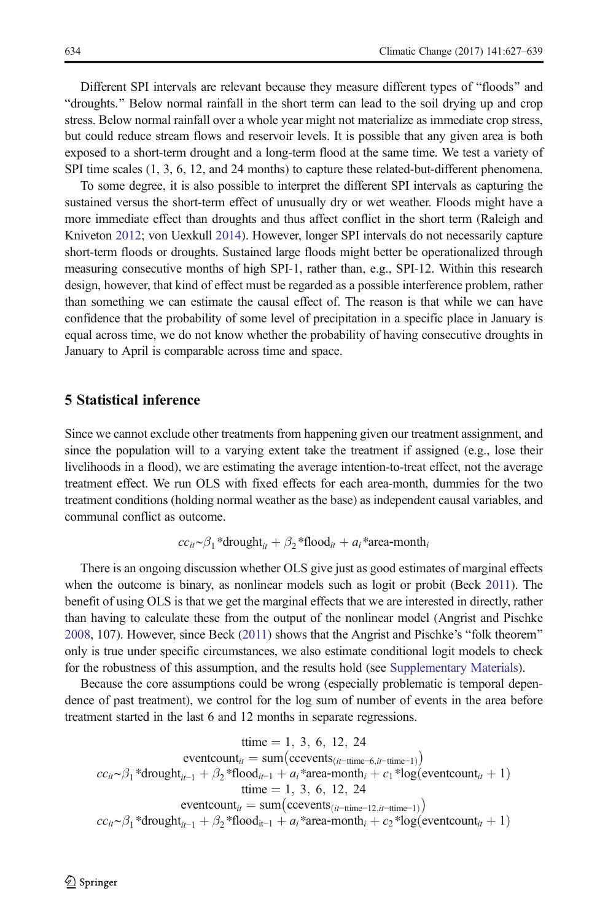Different SPI intervals are relevant because they measure different types of "floods" and "droughts." Below normal rainfall in the short term can lead to the soil drying up and crop stress. Below normal rainfall over a whole year might not materialize as immediate crop stress, but could reduce stream flows and reservoir levels. It is possible that any given area is both exposed to a short-term drought and a long-term flood at the same time. We test a variety of SPI time scales (1, 3, 6, 12, and 24 months) to capture these related-but-different phenomena.

To some degree, it is also possible to interpret the different SPI intervals as capturing the sustained versus the short-term effect of unusually dry or wet weather. Floods might have a more immediate effect than droughts and thus affect conflict in the short term (Raleigh and Kniveton 2012; von Uexkull 2014). However, longer SPI intervals do not necessarily capture short-term floods or droughts. Sustained large floods might better be operationalized through measuring consecutive months of high SPI-1, rather than, e.g., SPI-12. Within this research design, however, that kind of effect must be regarded as a possible interference problem, rather than something we can estimate the causal effect of. The reason is that while we can have confidence that the probability of some level of precipitation in a specific place in January is equal across time, we do not know whether the probability of having consecutive droughts in January to April is comparable across time and space.

## 5 Statistical inference

Since we cannot exclude other treatments from happening given our treatment assignment, and since the population will to a varying extent take the treatment if assigned (e.g., lose their livelihoods in a flood), we are estimating the average intention-to-treat effect, not the average treatment effect. We run OLS with fixed effects for each area-month, dummies for the two treatment conditions (holding normal weather as the base) as independent causal variables, and communal conflict as outcome.

$$cc_{it} \sim \beta_1 * \text{drought}_{it} + \beta_2 * \text{flood}_{it} + a_i * \text{area-month}_i$$

There is an ongoing discussion whether OLS give just as good estimates of marginal effects when the outcome is binary, as nonlinear models such as logit or probit (Beck 2011). The benefit of using OLS is that we get the marginal effects that we are interested in directly, rather than having to calculate these from the output of the nonlinear model (Angrist and Pischke 2008, 107). However, since Beck (2011) shows that the Angrist and Pischke's "folk theorem" only is true under specific circumstances, we also estimate conditional logit models to check for the robustness of this assumption, and the results hold (see Supplementary Materials).

Because the core assumptions could be wrong (especially problematic is temporal dependence of past treatment), we control for the log sum of number of events in the area before treatment started in the last 6 and 12 months in separate regressions.

$$\text{ttime} = 1,\ 3,\ 6,\ 12,\ 24$$
$$\text{eventcount}_{it} = \text{sum}\left(\text{ccevents}_{(it-\text{ttime}-6,\, it-\text{ttime}-1)}\right)$$
$$cc_{it} \sim \beta_1 * \text{drought}_{it-1} + \beta_2 * \text{flood}_{it-1} + a_i * \text{area-month}_i + c_1 * \log(\text{eventcount}_{it} + 1)$$
$$\text{ttime} = 1,\ 3,\ 6,\ 12,\ 24$$
$$\text{eventcount}_{it} = \text{sum}\left(\text{ccevents}_{(it-\text{ttime}-12,\, it-\text{ttime}-1)}\right)$$
$$cc_{it} \sim \beta_1 * \text{drought}_{it-1} + \beta_2 * \text{flood}_{\text{it}-1} + a_i * \text{area-month}_i + c_2 * \log(\text{eventcount}_{it} + 1)$$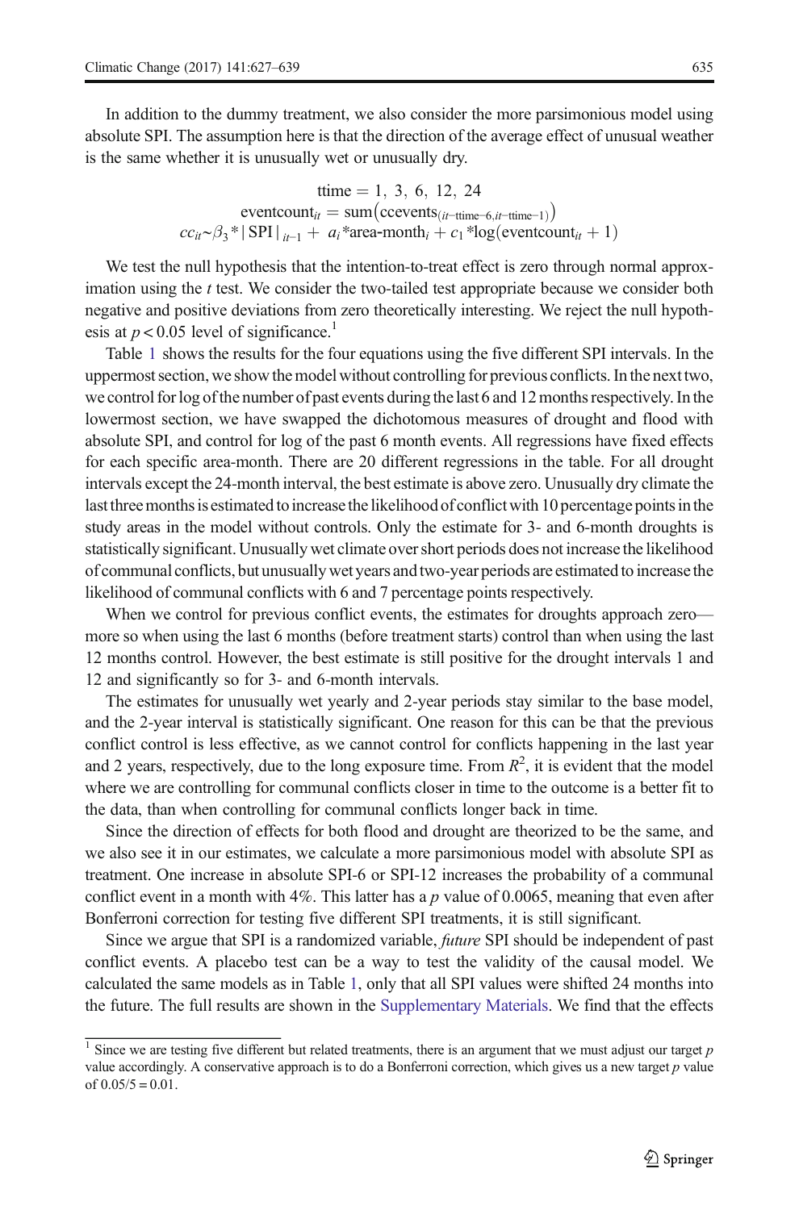In addition to the dummy treatment, we also consider the more parsimonious model using absolute SPI. The assumption here is that the direction of the average effect of unusual weather is the same whether it is unusually wet or unusually dry.

$$\text{ttime} = 1,\ 3,\ 6,\ 12,\ 24$$
$$\text{eventcount}_{it} = \text{sum}\left(\text{ccevents}_{(it-\text{ttime}-6,it-\text{ttime}-1)}\right)$$
$$cc_{it} \sim \beta_3 * |\text{SPI}|_{it-1} + a_i * \text{area-month}_i + c_1 * \log(\text{eventcount}_{it} + 1)$$

We test the null hypothesis that the intention-to-treat effect is zero through normal approximation using the $t$ test. We consider the two-tailed test appropriate because we consider both negative and positive deviations from zero theoretically interesting. We reject the null hypothesis at $p < 0.05$ level of significance.[1]

Table 1 shows the results for the four equations using the five different SPI intervals. In the uppermost section, we show the model without controlling for previous conflicts. In the next two, we control for log of the number of past events during the last 6 and 12 months respectively. In the lowermost section, we have swapped the dichotomous measures of drought and flood with absolute SPI, and control for log of the past 6 month events. All regressions have fixed effects for each specific area-month. There are 20 different regressions in the table. For all drought intervals except the 24-month interval, the best estimate is above zero. Unusually dry climate the last three months is estimated to increase the likelihood of conflict with 10 percentage points in the study areas in the model without controls. Only the estimate for 3- and 6-month droughts is statistically significant. Unusually wet climate over short periods does not increase the likelihood of communal conflicts, but unusually wet years and two-year periods are estimated to increase the likelihood of communal conflicts with 6 and 7 percentage points respectively.

When we control for previous conflict events, the estimates for droughts approach zero—more so when using the last 6 months (before treatment starts) control than when using the last 12 months control. However, the best estimate is still positive for the drought intervals 1 and 12 and significantly so for 3- and 6-month intervals.

The estimates for unusually wet yearly and 2-year periods stay similar to the base model, and the 2-year interval is statistically significant. One reason for this can be that the previous conflict control is less effective, as we cannot control for conflicts happening in the last year and 2 years, respectively, due to the long exposure time. From $R^2$, it is evident that the model where we are controlling for communal conflicts closer in time to the outcome is a better fit to the data, than when controlling for communal conflicts longer back in time.

Since the direction of effects for both flood and drought are theorized to be the same, and we also see it in our estimates, we calculate a more parsimonious model with absolute SPI as treatment. One increase in absolute SPI-6 or SPI-12 increases the probability of a communal conflict event in a month with 4%. This latter has a $p$ value of 0.0065, meaning that even after Bonferroni correction for testing five different SPI treatments, it is still significant.

Since we argue that SPI is a randomized variable, *future* SPI should be independent of past conflict events. A placebo test can be a way to test the validity of the causal model. We calculated the same models as in Table 1, only that all SPI values were shifted 24 months into the future. The full results are shown in the Supplementary Materials. We find that the effects

[1] Since we are testing five different but related treatments, there is an argument that we must adjust our target $p$ value accordingly. A conservative approach is to do a Bonferroni correction, which gives us a new target $p$ value of $0.05/5 = 0.01$.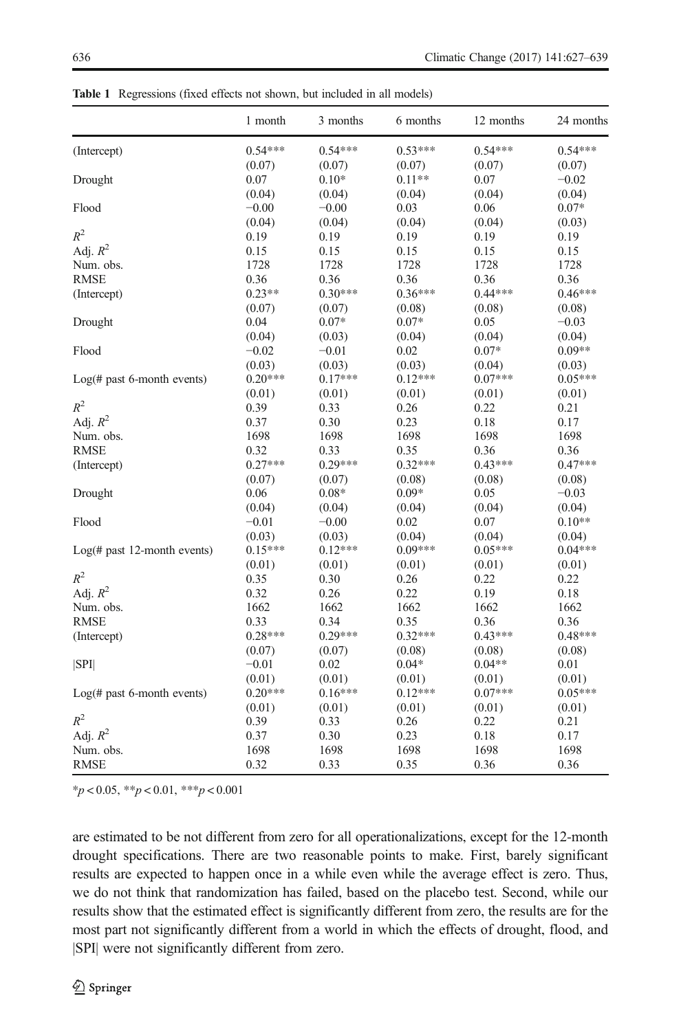**Table 1** Regressions (fixed effects not shown, but included in all models)

| | 1 month | 3 months | 6 months | 12 months | 24 months |
|---|---|---|---|---|---|
| (Intercept) | 0.54*** | 0.54*** | 0.53*** | 0.54*** | 0.54*** |
| | (0.07) | (0.07) | (0.07) | (0.07) | (0.07) |
| Drought | 0.07 | 0.10* | 0.11** | 0.07 | −0.02 |
| | (0.04) | (0.04) | (0.04) | (0.04) | (0.04) |
| Flood | −0.00 | −0.00 | 0.03 | 0.06 | 0.07* |
| | (0.04) | (0.04) | (0.04) | (0.04) | (0.03) |
| $R^2$ | 0.19 | 0.19 | 0.19 | 0.19 | 0.19 |
| Adj. $R^2$ | 0.15 | 0.15 | 0.15 | 0.15 | 0.15 |
| Num. obs. | 1728 | 1728 | 1728 | 1728 | 1728 |
| RMSE | 0.36 | 0.36 | 0.36 | 0.36 | 0.36 |
| (Intercept) | 0.23** | 0.30*** | 0.36*** | 0.44*** | 0.46*** |
| | (0.07) | (0.07) | (0.08) | (0.08) | (0.08) |
| Drought | 0.04 | 0.07* | 0.07* | 0.05 | −0.03 |
| | (0.04) | (0.03) | (0.04) | (0.04) | (0.04) |
| Flood | −0.02 | −0.01 | 0.02 | 0.07* | 0.09** |
| | (0.03) | (0.03) | (0.03) | (0.04) | (0.03) |
| Log(# past 6-month events) | 0.20*** | 0.17*** | 0.12*** | 0.07*** | 0.05*** |
| | (0.01) | (0.01) | (0.01) | (0.01) | (0.01) |
| $R^2$ | 0.39 | 0.33 | 0.26 | 0.22 | 0.21 |
| Adj. $R^2$ | 0.37 | 0.30 | 0.23 | 0.18 | 0.17 |
| Num. obs. | 1698 | 1698 | 1698 | 1698 | 1698 |
| RMSE | 0.32 | 0.33 | 0.35 | 0.36 | 0.36 |
| (Intercept) | 0.27*** | 0.29*** | 0.32*** | 0.43*** | 0.47*** |
| | (0.07) | (0.07) | (0.08) | (0.08) | (0.08) |
| Drought | 0.06 | 0.08* | 0.09* | 0.05 | −0.03 |
| | (0.04) | (0.04) | (0.04) | (0.04) | (0.04) |
| Flood | −0.01 | −0.00 | 0.02 | 0.07 | 0.10** |
| | (0.03) | (0.03) | (0.04) | (0.04) | (0.04) |
| Log(# past 12-month events) | 0.15*** | 0.12*** | 0.09*** | 0.05*** | 0.04*** |
| | (0.01) | (0.01) | (0.01) | (0.01) | (0.01) |
| $R^2$ | 0.35 | 0.30 | 0.26 | 0.22 | 0.22 |
| Adj. $R^2$ | 0.32 | 0.26 | 0.22 | 0.19 | 0.18 |
| Num. obs. | 1662 | 1662 | 1662 | 1662 | 1662 |
| RMSE | 0.33 | 0.34 | 0.35 | 0.36 | 0.36 |
| (Intercept) | 0.28*** | 0.29*** | 0.32*** | 0.43*** | 0.48*** |
| | (0.07) | (0.07) | (0.08) | (0.08) | (0.08) |
| \|SPI\| | −0.01 | 0.02 | 0.04* | 0.04** | 0.01 |
| | (0.01) | (0.01) | (0.01) | (0.01) | (0.01) |
| Log(# past 6-month events) | 0.20*** | 0.16*** | 0.12*** | 0.07*** | 0.05*** |
| | (0.01) | (0.01) | (0.01) | (0.01) | (0.01) |
| $R^2$ | 0.39 | 0.33 | 0.26 | 0.22 | 0.21 |
| Adj. $R^2$ | 0.37 | 0.30 | 0.23 | 0.18 | 0.17 |
| Num. obs. | 1698 | 1698 | 1698 | 1698 | 1698 |
| RMSE | 0.32 | 0.33 | 0.35 | 0.36 | 0.36 |

*$p < 0.05$, **$p < 0.01$, ***$p < 0.001$

are estimated to be not different from zero for all operationalizations, except for the 12-month drought specifications. There are two reasonable points to make. First, barely significant results are expected to happen once in a while even while the average effect is zero. Thus, we do not think that randomization has failed, based on the placebo test. Second, while our results show that the estimated effect is significantly different from zero, the results are for the most part not significantly different from a world in which the effects of drought, flood, and |SPI| were not significantly different from zero.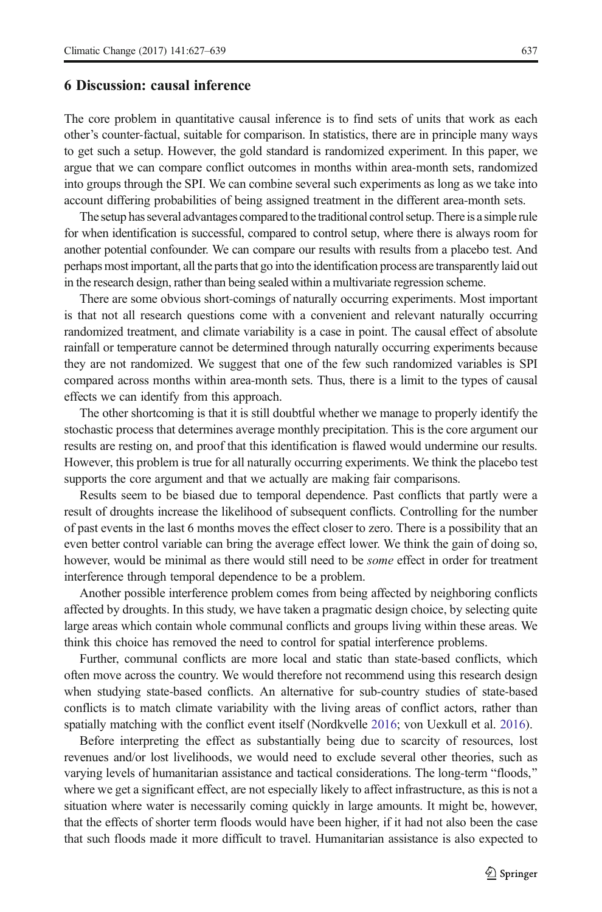## 6 Discussion: causal inference

The core problem in quantitative causal inference is to find sets of units that work as each other's counter-factual, suitable for comparison. In statistics, there are in principle many ways to get such a setup. However, the gold standard is randomized experiment. In this paper, we argue that we can compare conflict outcomes in months within area-month sets, randomized into groups through the SPI. We can combine several such experiments as long as we take into account differing probabilities of being assigned treatment in the different area-month sets.

The setup has several advantages compared to the traditional control setup. There is a simple rule for when identification is successful, compared to control setup, where there is always room for another potential confounder. We can compare our results with results from a placebo test. And perhaps most important, all the parts that go into the identification process are transparently laid out in the research design, rather than being sealed within a multivariate regression scheme.

There are some obvious short-comings of naturally occurring experiments. Most important is that not all research questions come with a convenient and relevant naturally occurring randomized treatment, and climate variability is a case in point. The causal effect of absolute rainfall or temperature cannot be determined through naturally occurring experiments because they are not randomized. We suggest that one of the few such randomized variables is SPI compared across months within area-month sets. Thus, there is a limit to the types of causal effects we can identify from this approach.

The other shortcoming is that it is still doubtful whether we manage to properly identify the stochastic process that determines average monthly precipitation. This is the core argument our results are resting on, and proof that this identification is flawed would undermine our results. However, this problem is true for all naturally occurring experiments. We think the placebo test supports the core argument and that we actually are making fair comparisons.

Results seem to be biased due to temporal dependence. Past conflicts that partly were a result of droughts increase the likelihood of subsequent conflicts. Controlling for the number of past events in the last 6 months moves the effect closer to zero. There is a possibility that an even better control variable can bring the average effect lower. We think the gain of doing so, however, would be minimal as there would still need to be *some* effect in order for treatment interference through temporal dependence to be a problem.

Another possible interference problem comes from being affected by neighboring conflicts affected by droughts. In this study, we have taken a pragmatic design choice, by selecting quite large areas which contain whole communal conflicts and groups living within these areas. We think this choice has removed the need to control for spatial interference problems.

Further, communal conflicts are more local and static than state-based conflicts, which often move across the country. We would therefore not recommend using this research design when studying state-based conflicts. An alternative for sub-country studies of state-based conflicts is to match climate variability with the living areas of conflict actors, rather than spatially matching with the conflict event itself (Nordkvelle 2016; von Uexkull et al. 2016).

Before interpreting the effect as substantially being due to scarcity of resources, lost revenues and/or lost livelihoods, we would need to exclude several other theories, such as varying levels of humanitarian assistance and tactical considerations. The long-term "floods," where we get a significant effect, are not especially likely to affect infrastructure, as this is not a situation where water is necessarily coming quickly in large amounts. It might be, however, that the effects of shorter term floods would have been higher, if it had not also been the case that such floods made it more difficult to travel. Humanitarian assistance is also expected to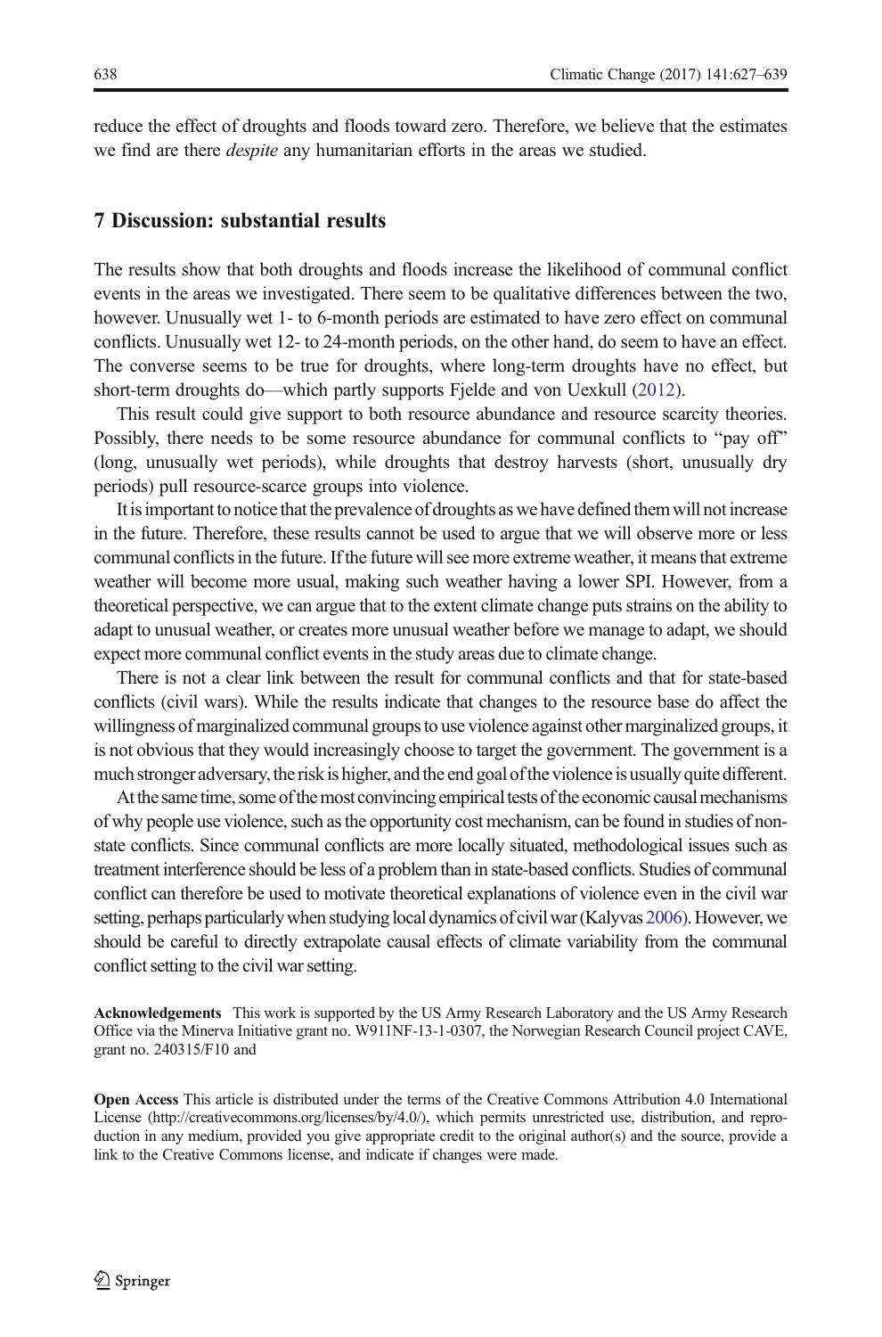reduce the effect of droughts and floods toward zero. Therefore, we believe that the estimates we find are there *despite* any humanitarian efforts in the areas we studied.

## 7 Discussion: substantial results

The results show that both droughts and floods increase the likelihood of communal conflict events in the areas we investigated. There seem to be qualitative differences between the two, however. Unusually wet 1- to 6-month periods are estimated to have zero effect on communal conflicts. Unusually wet 12- to 24-month periods, on the other hand, do seem to have an effect. The converse seems to be true for droughts, where long-term droughts have no effect, but short-term droughts do—which partly supports Fjelde and von Uexkull (2012).

This result could give support to both resource abundance and resource scarcity theories. Possibly, there needs to be some resource abundance for communal conflicts to "pay off" (long, unusually wet periods), while droughts that destroy harvests (short, unusually dry periods) pull resource-scarce groups into violence.

It is important to notice that the prevalence of droughts as we have defined them will not increase in the future. Therefore, these results cannot be used to argue that we will observe more or less communal conflicts in the future. If the future will see more extreme weather, it means that extreme weather will become more usual, making such weather having a lower SPI. However, from a theoretical perspective, we can argue that to the extent climate change puts strains on the ability to adapt to unusual weather, or creates more unusual weather before we manage to adapt, we should expect more communal conflict events in the study areas due to climate change.

There is not a clear link between the result for communal conflicts and that for state-based conflicts (civil wars). While the results indicate that changes to the resource base do affect the willingness of marginalized communal groups to use violence against other marginalized groups, it is not obvious that they would increasingly choose to target the government. The government is a much stronger adversary, the risk is higher, and the end goal of the violence is usually quite different.

At the same time, some of the most convincing empirical tests of the economic causal mechanisms of why people use violence, such as the opportunity cost mechanism, can be found in studies of non-state conflicts. Since communal conflicts are more locally situated, methodological issues such as treatment interference should be less of a problem than in state-based conflicts. Studies of communal conflict can therefore be used to motivate theoretical explanations of violence even in the civil war setting, perhaps particularly when studying local dynamics of civil war (Kalyvas 2006). However, we should be careful to directly extrapolate causal effects of climate variability from the communal conflict setting to the civil war setting.

**Acknowledgements** This work is supported by the US Army Research Laboratory and the US Army Research Office via the Minerva Initiative grant no. W911NF-13-1-0307, the Norwegian Research Council project CAVE, grant no. 240315/F10 and

**Open Access** This article is distributed under the terms of the Creative Commons Attribution 4.0 International License (http://creativecommons.org/licenses/by/4.0/), which permits unrestricted use, distribution, and reproduction in any medium, provided you give appropriate credit to the original author(s) and the source, provide a link to the Creative Commons license, and indicate if changes were made.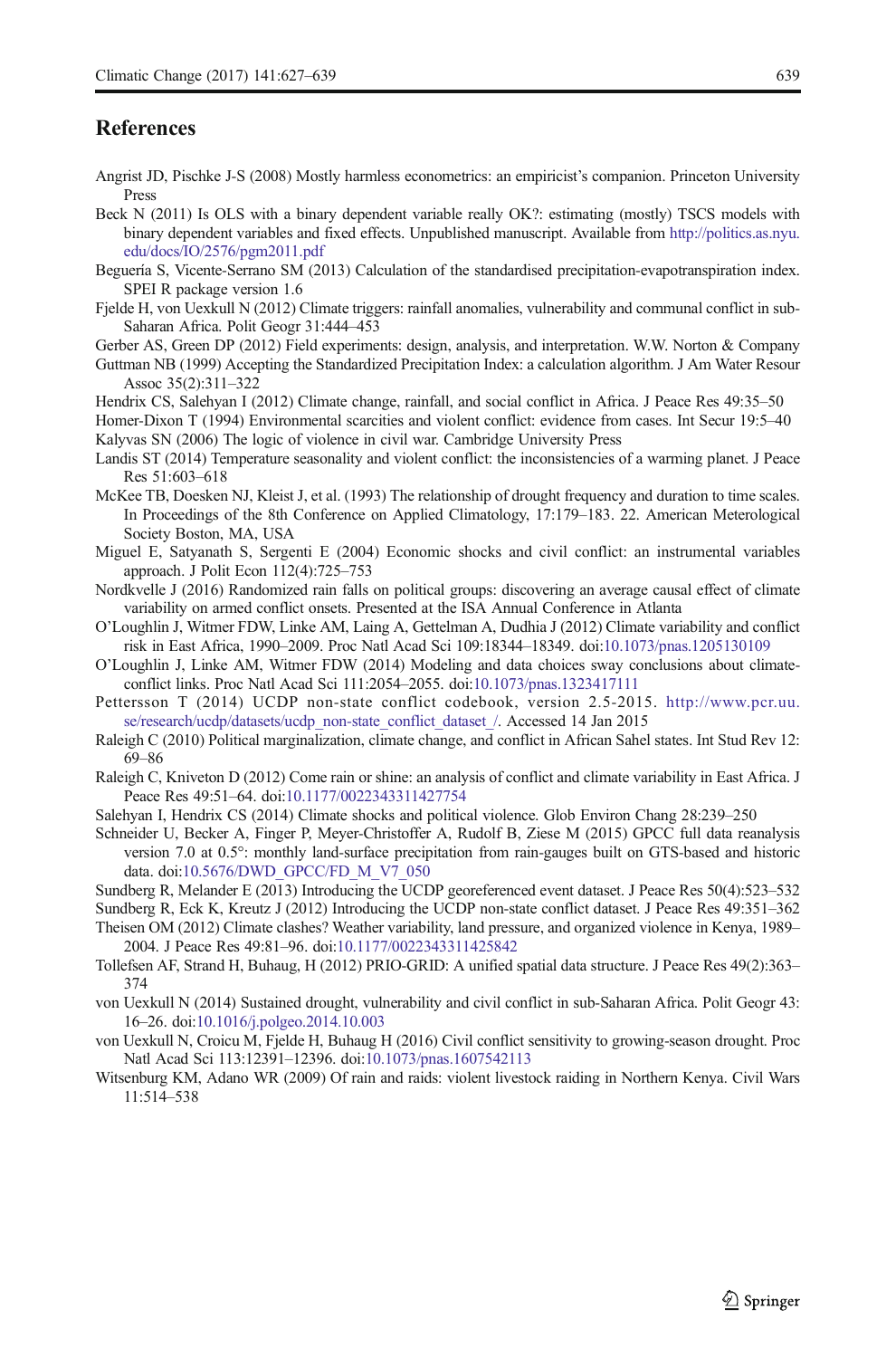## References

Angrist JD, Pischke J-S (2008) Mostly harmless econometrics: an empiricist's companion. Princeton University Press

Beck N (2011) Is OLS with a binary dependent variable really OK?: estimating (mostly) TSCS models with binary dependent variables and fixed effects. Unpublished manuscript. Available from http://politics.as.nyu.edu/docs/IO/2576/pgm2011.pdf

Beguería S, Vicente-Serrano SM (2013) Calculation of the standardised precipitation-evapotranspiration index. SPEI R package version 1.6

Fjelde H, von Uexkull N (2012) Climate triggers: rainfall anomalies, vulnerability and communal conflict in sub-Saharan Africa. Polit Geogr 31:444–453

Gerber AS, Green DP (2012) Field experiments: design, analysis, and interpretation. W.W. Norton & Company

Guttman NB (1999) Accepting the Standardized Precipitation Index: a calculation algorithm. J Am Water Resour Assoc 35(2):311–322

Hendrix CS, Salehyan I (2012) Climate change, rainfall, and social conflict in Africa. J Peace Res 49:35–50

Homer-Dixon T (1994) Environmental scarcities and violent conflict: evidence from cases. Int Secur 19:5–40

Kalyvas SN (2006) The logic of violence in civil war. Cambridge University Press

Landis ST (2014) Temperature seasonality and violent conflict: the inconsistencies of a warming planet. J Peace Res 51:603–618

McKee TB, Doesken NJ, Kleist J, et al. (1993) The relationship of drought frequency and duration to time scales. In Proceedings of the 8th Conference on Applied Climatology, 17:179–183. 22. American Meterological Society Boston, MA, USA

Miguel E, Satyanath S, Sergenti E (2004) Economic shocks and civil conflict: an instrumental variables approach. J Polit Econ 112(4):725–753

Nordkvelle J (2016) Randomized rain falls on political groups: discovering an average causal effect of climate variability on armed conflict onsets. Presented at the ISA Annual Conference in Atlanta

O'Loughlin J, Witmer FDW, Linke AM, Laing A, Gettelman A, Dudhia J (2012) Climate variability and conflict risk in East Africa, 1990–2009. Proc Natl Acad Sci 109:18344–18349. doi:10.1073/pnas.1205130109

O'Loughlin J, Linke AM, Witmer FDW (2014) Modeling and data choices sway conclusions about climate-conflict links. Proc Natl Acad Sci 111:2054–2055. doi:10.1073/pnas.1323417111

Pettersson T (2014) UCDP non-state conflict codebook, version 2.5-2015. http://www.pcr.uu.se/research/ucdp/datasets/ucdp_non-state_conflict_dataset_/. Accessed 14 Jan 2015

Raleigh C (2010) Political marginalization, climate change, and conflict in African Sahel states. Int Stud Rev 12: 69–86

Raleigh C, Kniveton D (2012) Come rain or shine: an analysis of conflict and climate variability in East Africa. J Peace Res 49:51–64. doi:10.1177/0022343311427754

Salehyan I, Hendrix CS (2014) Climate shocks and political violence. Glob Environ Chang 28:239–250

Schneider U, Becker A, Finger P, Meyer-Christoffer A, Rudolf B, Ziese M (2015) GPCC full data reanalysis version 7.0 at 0.5°: monthly land-surface precipitation from rain-gauges built on GTS-based and historic data. doi:10.5676/DWD_GPCC/FD_M_V7_050

Sundberg R, Melander E (2013) Introducing the UCDP georeferenced event dataset. J Peace Res 50(4):523–532

Sundberg R, Eck K, Kreutz J (2012) Introducing the UCDP non-state conflict dataset. J Peace Res 49:351–362

Theisen OM (2012) Climate clashes? Weather variability, land pressure, and organized violence in Kenya, 1989–2004. J Peace Res 49:81–96. doi:10.1177/0022343311425842

Tollefsen AF, Strand H, Buhaug, H (2012) PRIO-GRID: A unified spatial data structure. J Peace Res 49(2):363–374

von Uexkull N (2014) Sustained drought, vulnerability and civil conflict in sub-Saharan Africa. Polit Geogr 43: 16–26. doi:10.1016/j.polgeo.2014.10.003

von Uexkull N, Croicu M, Fjelde H, Buhaug H (2016) Civil conflict sensitivity to growing-season drought. Proc Natl Acad Sci 113:12391–12396. doi:10.1073/pnas.1607542113

Witsenburg KM, Adano WR (2009) Of rain and raids: violent livestock raiding in Northern Kenya. Civil Wars 11:514–538